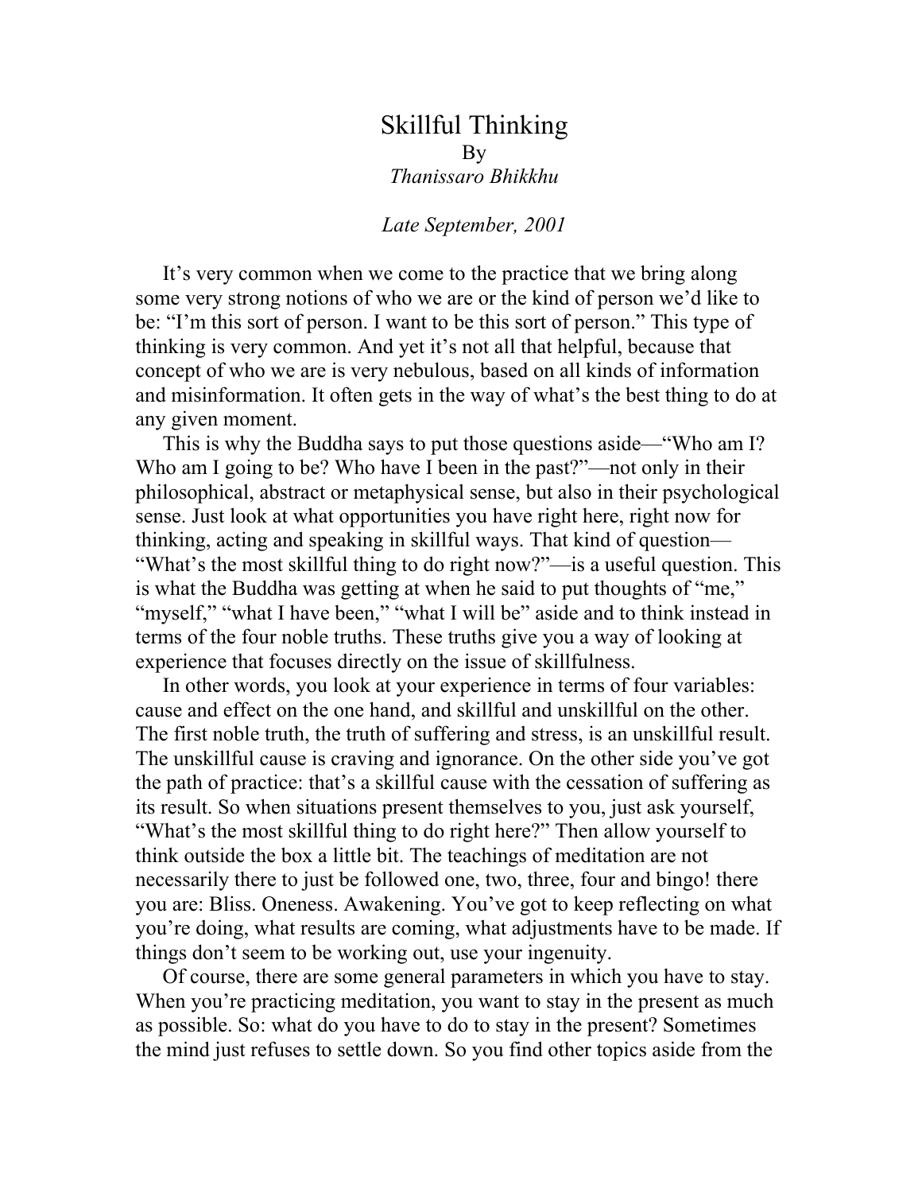# Skillful Thinking

By

*Thanissaro Bhikkhu*

*Late September, 2001*

It's very common when we come to the practice that we bring along some very strong notions of who we are or the kind of person we'd like to be: "I'm this sort of person. I want to be this sort of person." This type of thinking is very common. And yet it's not all that helpful, because that concept of who we are is very nebulous, based on all kinds of information and misinformation. It often gets in the way of what's the best thing to do at any given moment.

This is why the Buddha says to put those questions aside—"Who am I? Who am I going to be? Who have I been in the past?"—not only in their philosophical, abstract or metaphysical sense, but also in their psychological sense. Just look at what opportunities you have right here, right now for thinking, acting and speaking in skillful ways. That kind of question—"What's the most skillful thing to do right now?"—is a useful question. This is what the Buddha was getting at when he said to put thoughts of "me," "myself," "what I have been," "what I will be" aside and to think instead in terms of the four noble truths. These truths give you a way of looking at experience that focuses directly on the issue of skillfulness.

In other words, you look at your experience in terms of four variables: cause and effect on the one hand, and skillful and unskillful on the other. The first noble truth, the truth of suffering and stress, is an unskillful result. The unskillful cause is craving and ignorance. On the other side you've got the path of practice: that's a skillful cause with the cessation of suffering as its result. So when situations present themselves to you, just ask yourself, "What's the most skillful thing to do right here?" Then allow yourself to think outside the box a little bit. The teachings of meditation are not necessarily there to just be followed one, two, three, four and bingo! there you are: Bliss. Oneness. Awakening. You've got to keep reflecting on what you're doing, what results are coming, what adjustments have to be made. If things don't seem to be working out, use your ingenuity.

Of course, there are some general parameters in which you have to stay. When you're practicing meditation, you want to stay in the present as much as possible. So: what do you have to do to stay in the present? Sometimes the mind just refuses to settle down. So you find other topics aside from the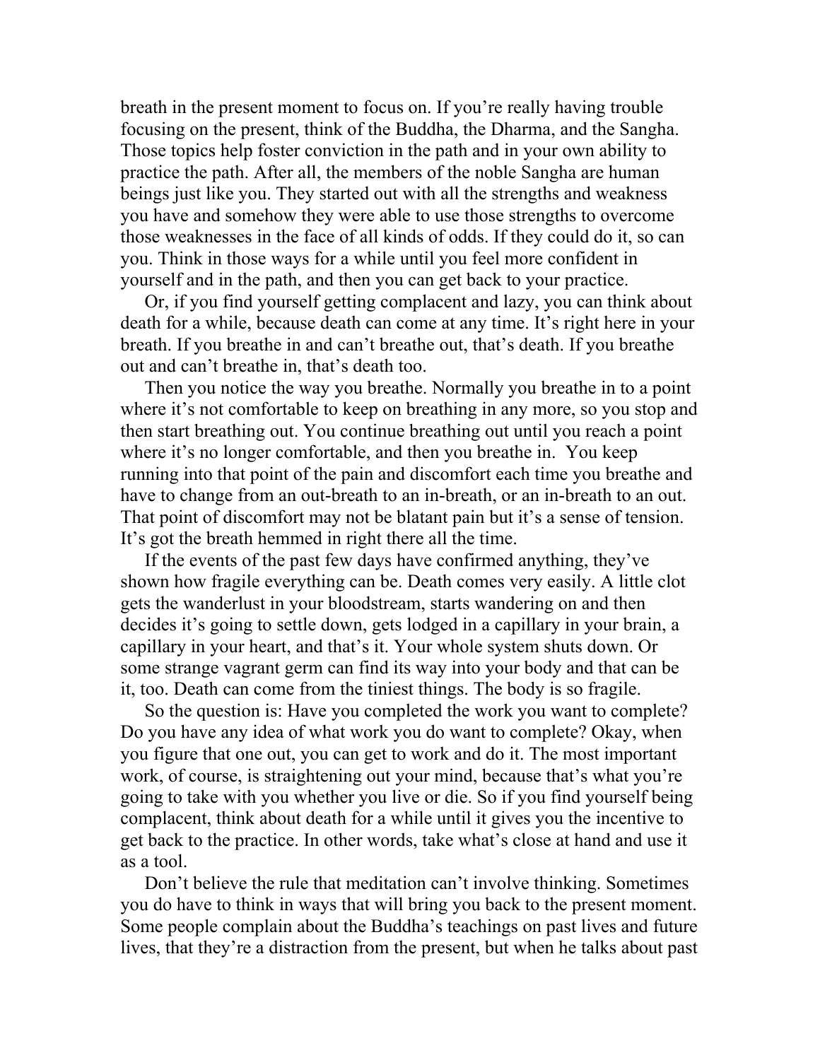breath in the present moment to focus on. If you're really having trouble focusing on the present, think of the Buddha, the Dharma, and the Sangha. Those topics help foster conviction in the path and in your own ability to practice the path. After all, the members of the noble Sangha are human beings just like you. They started out with all the strengths and weakness you have and somehow they were able to use those strengths to overcome those weaknesses in the face of all kinds of odds. If they could do it, so can you. Think in those ways for a while until you feel more confident in yourself and in the path, and then you can get back to your practice.

Or, if you find yourself getting complacent and lazy, you can think about death for a while, because death can come at any time. It's right here in your breath. If you breathe in and can't breathe out, that's death. If you breathe out and can't breathe in, that's death too.

Then you notice the way you breathe. Normally you breathe in to a point where it's not comfortable to keep on breathing in any more, so you stop and then start breathing out. You continue breathing out until you reach a point where it's no longer comfortable, and then you breathe in. You keep running into that point of the pain and discomfort each time you breathe and have to change from an out-breath to an in-breath, or an in-breath to an out. That point of discomfort may not be blatant pain but it's a sense of tension. It's got the breath hemmed in right there all the time.

If the events of the past few days have confirmed anything, they've shown how fragile everything can be. Death comes very easily. A little clot gets the wanderlust in your bloodstream, starts wandering on and then decides it's going to settle down, gets lodged in a capillary in your brain, a capillary in your heart, and that's it. Your whole system shuts down. Or some strange vagrant germ can find its way into your body and that can be it, too. Death can come from the tiniest things. The body is so fragile.

So the question is: Have you completed the work you want to complete? Do you have any idea of what work you do want to complete? Okay, when you figure that one out, you can get to work and do it. The most important work, of course, is straightening out your mind, because that's what you're going to take with you whether you live or die. So if you find yourself being complacent, think about death for a while until it gives you the incentive to get back to the practice. In other words, take what's close at hand and use it as a tool.

Don't believe the rule that meditation can't involve thinking. Sometimes you do have to think in ways that will bring you back to the present moment. Some people complain about the Buddha's teachings on past lives and future lives, that they're a distraction from the present, but when he talks about past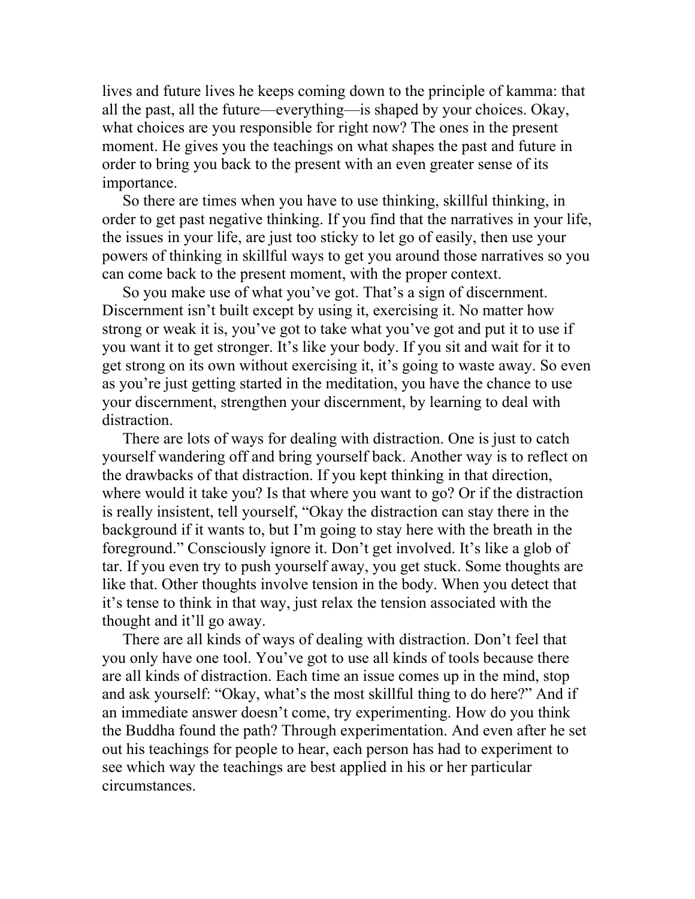lives and future lives he keeps coming down to the principle of kamma: that all the past, all the future—everything—is shaped by your choices. Okay, what choices are you responsible for right now? The ones in the present moment. He gives you the teachings on what shapes the past and future in order to bring you back to the present with an even greater sense of its importance.

So there are times when you have to use thinking, skillful thinking, in order to get past negative thinking. If you find that the narratives in your life, the issues in your life, are just too sticky to let go of easily, then use your powers of thinking in skillful ways to get you around those narratives so you can come back to the present moment, with the proper context.

So you make use of what you've got. That's a sign of discernment. Discernment isn't built except by using it, exercising it. No matter how strong or weak it is, you've got to take what you've got and put it to use if you want it to get stronger. It's like your body. If you sit and wait for it to get strong on its own without exercising it, it's going to waste away. So even as you're just getting started in the meditation, you have the chance to use your discernment, strengthen your discernment, by learning to deal with distraction.

There are lots of ways for dealing with distraction. One is just to catch yourself wandering off and bring yourself back. Another way is to reflect on the drawbacks of that distraction. If you kept thinking in that direction, where would it take you? Is that where you want to go? Or if the distraction is really insistent, tell yourself, "Okay the distraction can stay there in the background if it wants to, but I'm going to stay here with the breath in the foreground." Consciously ignore it. Don't get involved. It's like a glob of tar. If you even try to push yourself away, you get stuck. Some thoughts are like that. Other thoughts involve tension in the body. When you detect that it's tense to think in that way, just relax the tension associated with the thought and it'll go away.

There are all kinds of ways of dealing with distraction. Don't feel that you only have one tool. You've got to use all kinds of tools because there are all kinds of distraction. Each time an issue comes up in the mind, stop and ask yourself: "Okay, what's the most skillful thing to do here?" And if an immediate answer doesn't come, try experimenting. How do you think the Buddha found the path? Through experimentation. And even after he set out his teachings for people to hear, each person has had to experiment to see which way the teachings are best applied in his or her particular circumstances.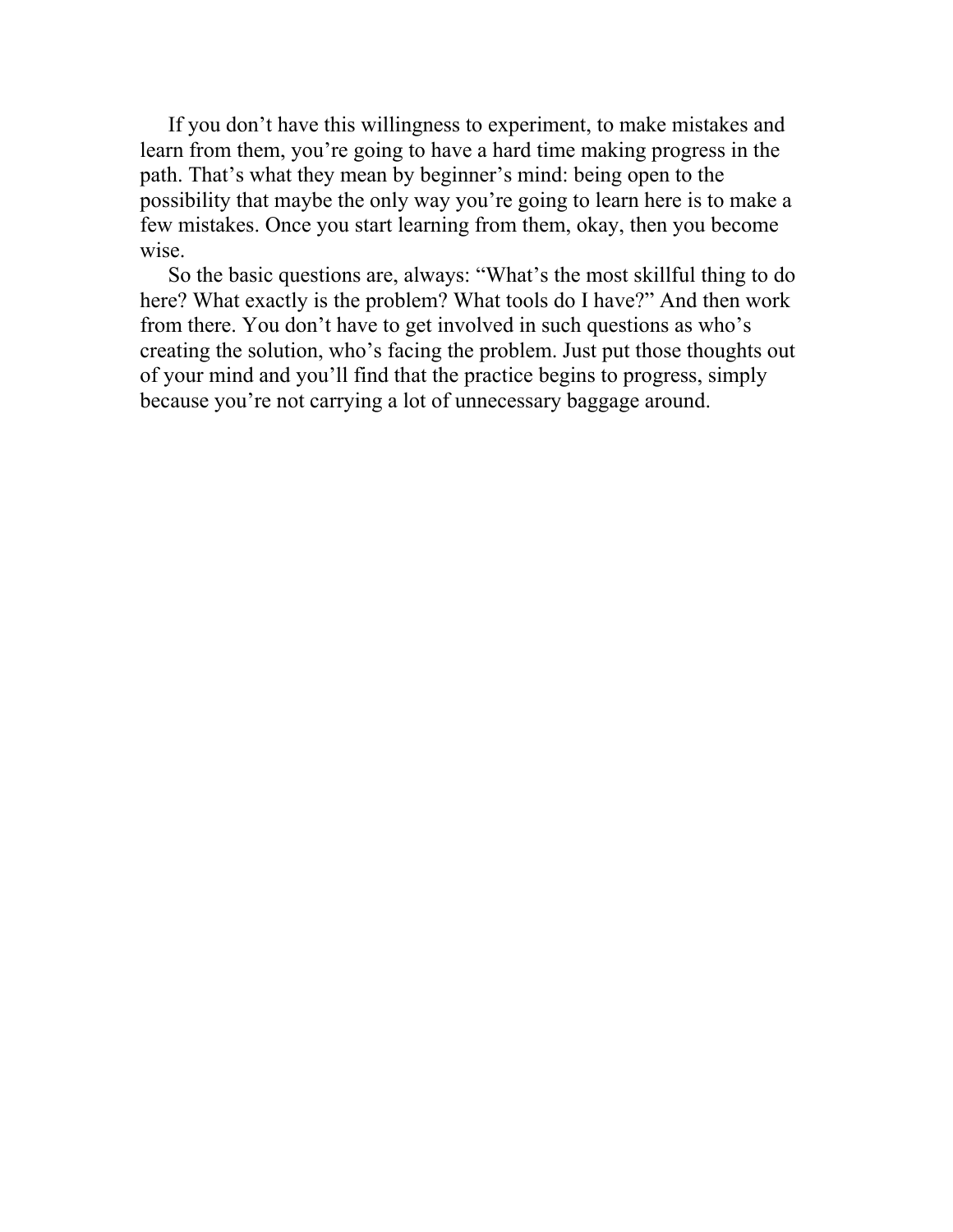If you don’t have this willingness to experiment, to make mistakes and learn from them, you’re going to have a hard time making progress in the path. That’s what they mean by beginner’s mind: being open to the possibility that maybe the only way you’re going to learn here is to make a few mistakes. Once you start learning from them, okay, then you become wise.

So the basic questions are, always: “What’s the most skillful thing to do here? What exactly is the problem? What tools do I have?” And then work from there. You don’t have to get involved in such questions as who’s creating the solution, who’s facing the problem. Just put those thoughts out of your mind and you’ll find that the practice begins to progress, simply because you’re not carrying a lot of unnecessary baggage around.